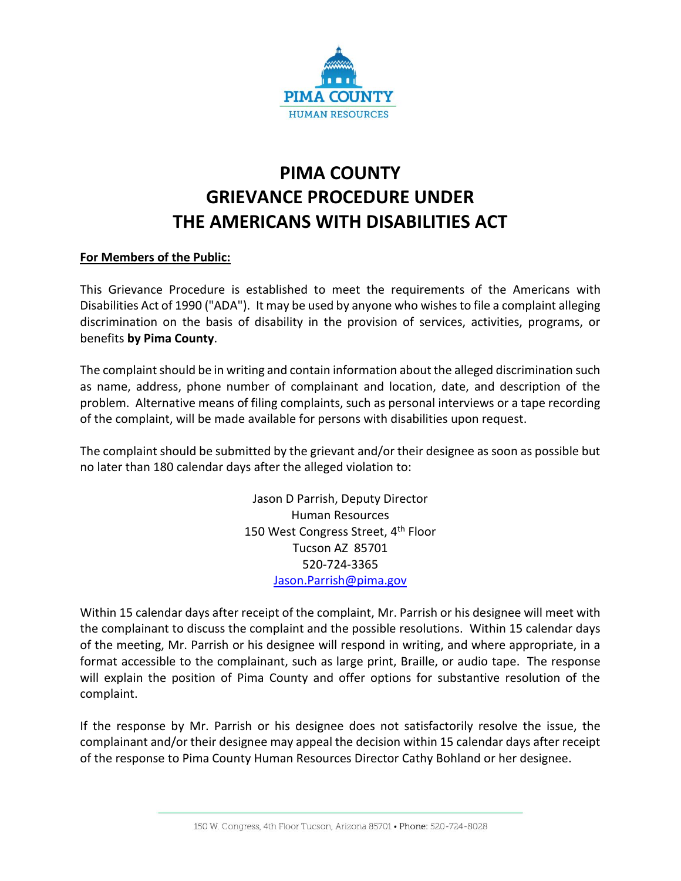PIMA COUNTY
HUMAN RESOURCES

# PIMA COUNTY GRIEVANCE PROCEDURE UNDER THE AMERICANS WITH DISABILITIES ACT

**For Members of the Public:**

This Grievance Procedure is established to meet the requirements of the Americans with Disabilities Act of 1990 ("ADA"). It may be used by anyone who wishes to file a complaint alleging discrimination on the basis of disability in the provision of services, activities, programs, or benefits **by Pima County**.

The complaint should be in writing and contain information about the alleged discrimination such as name, address, phone number of complainant and location, date, and description of the problem. Alternative means of filing complaints, such as personal interviews or a tape recording of the complaint, will be made available for persons with disabilities upon request.

The complaint should be submitted by the grievant and/or their designee as soon as possible but no later than 180 calendar days after the alleged violation to:

Jason D Parrish, Deputy Director
Human Resources
150 West Congress Street, 4th Floor
Tucson AZ 85701
520-724-3365
Jason.Parrish@pima.gov

Within 15 calendar days after receipt of the complaint, Mr. Parrish or his designee will meet with the complainant to discuss the complaint and the possible resolutions. Within 15 calendar days of the meeting, Mr. Parrish or his designee will respond in writing, and where appropriate, in a format accessible to the complainant, such as large print, Braille, or audio tape. The response will explain the position of Pima County and offer options for substantive resolution of the complaint.

If the response by Mr. Parrish or his designee does not satisfactorily resolve the issue, the complainant and/or their designee may appeal the decision within 15 calendar days after receipt of the response to Pima County Human Resources Director Cathy Bohland or her designee.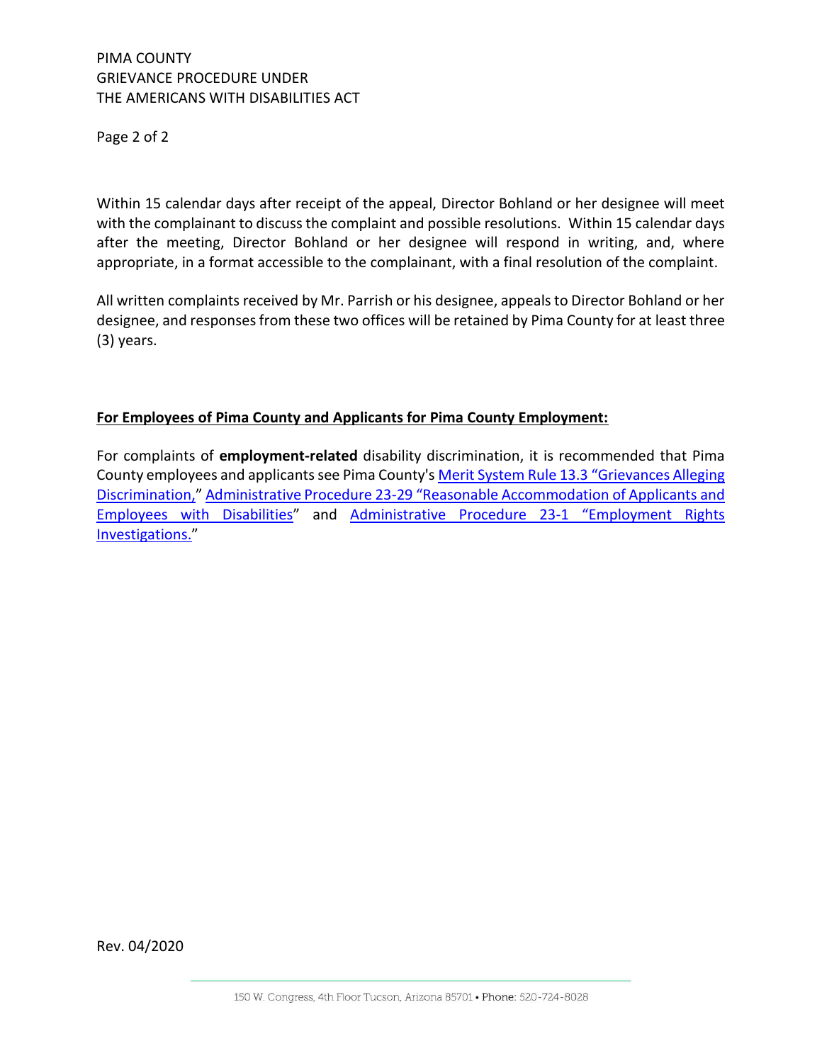Within 15 calendar days after receipt of the appeal, Director Bohland or her designee will meet with the complainant to discuss the complaint and possible resolutions. Within 15 calendar days after the meeting, Director Bohland or her designee will respond in writing, and, where appropriate, in a format accessible to the complainant, with a final resolution of the complaint.

All written complaints received by Mr. Parrish or his designee, appeals to Director Bohland or her designee, and responses from these two offices will be retained by Pima County for at least three (3) years.

**For Employees of Pima County and Applicants for Pima County Employment:**

For complaints of **employment-related** disability discrimination, it is recommended that Pima County employees and applicants see Pima County's Merit System Rule 13.3 "Grievances Alleging Discrimination," Administrative Procedure 23-29 "Reasonable Accommodation of Applicants and Employees with Disabilities" and Administrative Procedure 23-1 "Employment Rights Investigations."

Rev. 04/2020

150 W. Congress, 4th Floor Tucson, Arizona 85701 • Phone: 520-724-8028